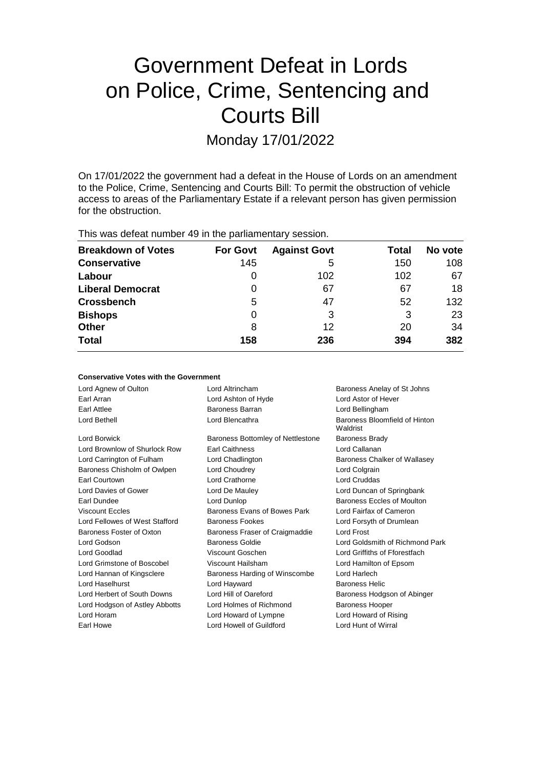# Government Defeat in Lords on Police, Crime, Sentencing and Courts Bill

Monday 17/01/2022

On 17/01/2022 the government had a defeat in the House of Lords on an amendment to the Police, Crime, Sentencing and Courts Bill: To permit the obstruction of vehicle access to areas of the Parliamentary Estate if a relevant person has given permission for the obstruction.

This was defeat number 49 in the parliamentary session.

| Breakdown of Votes | For Govt | Against Govt | Total | No vote |
|---|---|---|---|---|
| **Conservative** | 145 | 5 | 150 | 108 |
| **Labour** | 0 | 102 | 102 | 67 |
| **Liberal Democrat** | 0 | 67 | 67 | 18 |
| **Crossbench** | 5 | 47 | 52 | 132 |
| **Bishops** | 0 | 3 | 3 | 23 |
| **Other** | 8 | 12 | 20 | 34 |
| **Total** | **158** | **236** | **394** | **382** |

### Conservative Votes with the Government

| | | |
|---|---|---|
| Lord Agnew of Oulton | Lord Altrincham | Baroness Anelay of St Johns |
| Earl Arran | Lord Ashton of Hyde | Lord Astor of Hever |
| Earl Attlee | Baroness Barran | Lord Bellingham |
| Lord Bethell | Lord Blencathra | Baroness Bloomfield of Hinton Waldrist |
| Lord Borwick | Baroness Bottomley of Nettlestone | Baroness Brady |
| Lord Brownlow of Shurlock Row | Earl Caithness | Lord Callanan |
| Lord Carrington of Fulham | Lord Chadlington | Baroness Chalker of Wallasey |
| Baroness Chisholm of Owlpen | Lord Choudrey | Lord Colgrain |
| Earl Courtown | Lord Crathorne | Lord Cruddas |
| Lord Davies of Gower | Lord De Mauley | Lord Duncan of Springbank |
| Earl Dundee | Lord Dunlop | Baroness Eccles of Moulton |
| Viscount Eccles | Baroness Evans of Bowes Park | Lord Fairfax of Cameron |
| Lord Fellowes of West Stafford | Baroness Fookes | Lord Forsyth of Drumlean |
| Baroness Foster of Oxton | Baroness Fraser of Craigmaddie | Lord Frost |
| Lord Godson | Baroness Goldie | Lord Goldsmith of Richmond Park |
| Lord Goodlad | Viscount Goschen | Lord Griffiths of Fforestfach |
| Lord Grimstone of Boscobel | Viscount Hailsham | Lord Hamilton of Epsom |
| Lord Hannan of Kingsclere | Baroness Harding of Winscombe | Lord Harlech |
| Lord Haselhurst | Lord Hayward | Baroness Helic |
| Lord Herbert of South Downs | Lord Hill of Oareford | Baroness Hodgson of Abinger |
| Lord Hodgson of Astley Abbotts | Lord Holmes of Richmond | Baroness Hooper |
| Lord Horam | Lord Howard of Lympne | Lord Howard of Rising |
| Earl Howe | Lord Howell of Guildford | Lord Hunt of Wirral |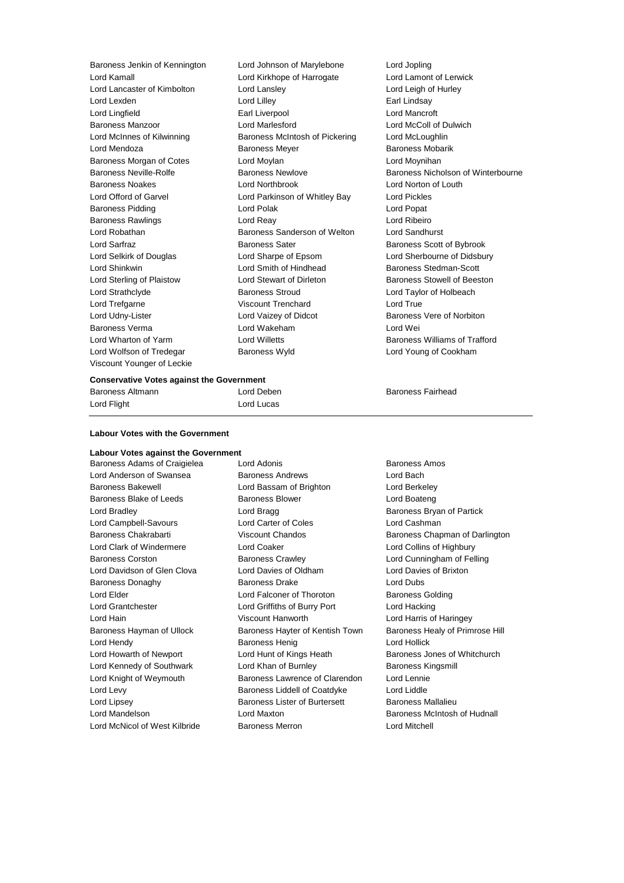| | | |
|---|---|---|
| Baroness Jenkin of Kennington | Lord Johnson of Marylebone | Lord Jopling |
| Lord Kamall | Lord Kirkhope of Harrogate | Lord Lamont of Lerwick |
| Lord Lancaster of Kimbolton | Lord Lansley | Lord Leigh of Hurley |
| Lord Lexden | Lord Lilley | Earl Lindsay |
| Lord Lingfield | Earl Liverpool | Lord Mancroft |
| Baroness Manzoor | Lord Marlesford | Lord McColl of Dulwich |
| Lord McInnes of Kilwinning | Baroness McIntosh of Pickering | Lord McLoughlin |
| Lord Mendoza | Baroness Meyer | Baroness Mobarik |
| Baroness Morgan of Cotes | Lord Moylan | Lord Moynihan |
| Baroness Neville-Rolfe | Baroness Newlove | Baroness Nicholson of Winterbourne |
| Baroness Noakes | Lord Northbrook | Lord Norton of Louth |
| Lord Offord of Garvel | Lord Parkinson of Whitley Bay | Lord Pickles |
| Baroness Pidding | Lord Polak | Lord Popat |
| Baroness Rawlings | Lord Reay | Lord Ribeiro |
| Lord Robathan | Baroness Sanderson of Welton | Lord Sandhurst |
| Lord Sarfraz | Baroness Sater | Baroness Scott of Bybrook |
| Lord Selkirk of Douglas | Lord Sharpe of Epsom | Lord Sherbourne of Didsbury |
| Lord Shinkwin | Lord Smith of Hindhead | Baroness Stedman-Scott |
| Lord Sterling of Plaistow | Lord Stewart of Dirleton | Baroness Stowell of Beeston |
| Lord Strathclyde | Baroness Stroud | Lord Taylor of Holbeach |
| Lord Trefgarne | Viscount Trenchard | Lord True |
| Lord Udny-Lister | Lord Vaizey of Didcot | Baroness Vere of Norbiton |
| Baroness Verma | Lord Wakeham | Lord Wei |
| Lord Wharton of Yarm | Lord Willetts | Baroness Williams of Trafford |
| Lord Wolfson of Tredegar | Baroness Wyld | Lord Young of Cookham |
| Viscount Younger of Leckie | | |

**Conservative Votes against the Government**

| | | |
|---|---|---|
| Baroness Altmann | Lord Deben | Baroness Fairhead |
| Lord Flight | Lord Lucas | |

**Labour Votes with the Government**

**Labour Votes against the Government**

| | | |
|---|---|---|
| Baroness Adams of Craigielea | Lord Adonis | Baroness Amos |
| Lord Anderson of Swansea | Baroness Andrews | Lord Bach |
| Baroness Bakewell | Lord Bassam of Brighton | Lord Berkeley |
| Baroness Blake of Leeds | Baroness Blower | Lord Boateng |
| Lord Bradley | Lord Bragg | Baroness Bryan of Partick |
| Lord Campbell-Savours | Lord Carter of Coles | Lord Cashman |
| Baroness Chakrabarti | Viscount Chandos | Baroness Chapman of Darlington |
| Lord Clark of Windermere | Lord Coaker | Lord Collins of Highbury |
| Baroness Corston | Baroness Crawley | Lord Cunningham of Felling |
| Lord Davidson of Glen Clova | Lord Davies of Oldham | Lord Davies of Brixton |
| Baroness Donaghy | Baroness Drake | Lord Dubs |
| Lord Elder | Lord Falconer of Thoroton | Baroness Golding |
| Lord Grantchester | Lord Griffiths of Burry Port | Lord Hacking |
| Lord Hain | Viscount Hanworth | Lord Harris of Haringey |
| Baroness Hayman of Ullock | Baroness Hayter of Kentish Town | Baroness Healy of Primrose Hill |
| Lord Hendy | Baroness Henig | Lord Hollick |
| Lord Howarth of Newport | Lord Hunt of Kings Heath | Baroness Jones of Whitchurch |
| Lord Kennedy of Southwark | Lord Khan of Burnley | Baroness Kingsmill |
| Lord Knight of Weymouth | Baroness Lawrence of Clarendon | Lord Lennie |
| Lord Levy | Baroness Liddell of Coatdyke | Lord Liddle |
| Lord Lipsey | Baroness Lister of Burtersett | Baroness Mallalieu |
| Lord Mandelson | Lord Maxton | Baroness McIntosh of Hudnall |
| Lord McNicol of West Kilbride | Baroness Merron | Lord Mitchell |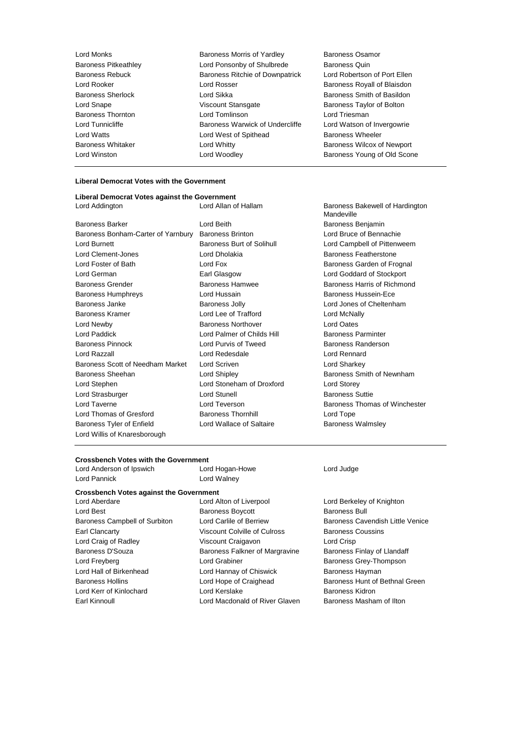Lord Monks, Baroness Morris of Yardley, Baroness Osamor, Baroness Pitkeathley, Lord Ponsonby of Shulbrede, Baroness Quin, Baroness Rebuck, Baroness Ritchie of Downpatrick, Lord Robertson of Port Ellen, Lord Rooker, Lord Rosser, Baroness Royall of Blaisdon, Baroness Sherlock, Lord Sikka, Baroness Smith of Basildon, Lord Snape, Viscount Stansgate, Baroness Taylor of Bolton, Baroness Thornton, Lord Tomlinson, Lord Triesman, Lord Tunnicliffe, Baroness Warwick of Undercliffe, Lord Watson of Invergowrie, Lord Watts, Lord West of Spithead, Baroness Wheeler, Baroness Whitaker, Lord Whitty, Baroness Wilcox of Newport, Lord Winston, Lord Woodley, Baroness Young of Old Scone

**Liberal Democrat Votes with the Government**

**Liberal Democrat Votes against the Government**

Lord Addington, Lord Allan of Hallam, Baroness Bakewell of Hardington Mandeville, Baroness Barker, Lord Beith, Baroness Benjamin, Baroness Bonham-Carter of Yarnbury, Baroness Brinton, Lord Bruce of Bennachie, Lord Burnett, Baroness Burt of Solihull, Lord Campbell of Pittenweem, Lord Clement-Jones, Lord Dholakia, Baroness Featherstone, Lord Foster of Bath, Lord Fox, Baroness Garden of Frognal, Lord German, Earl Glasgow, Lord Goddard of Stockport, Baroness Grender, Baroness Hamwee, Baroness Harris of Richmond, Baroness Humphreys, Lord Hussain, Baroness Hussein-Ece, Baroness Janke, Baroness Jolly, Lord Jones of Cheltenham, Baroness Kramer, Lord Lee of Trafford, Lord McNally, Lord Newby, Baroness Northover, Lord Oates, Lord Paddick, Lord Palmer of Childs Hill, Baroness Parminter, Baroness Pinnock, Lord Purvis of Tweed, Baroness Randerson, Lord Razzall, Lord Redesdale, Lord Rennard, Baroness Scott of Needham Market, Lord Scriven, Lord Sharkey, Baroness Sheehan, Lord Shipley, Baroness Smith of Newnham, Lord Stephen, Lord Stoneham of Droxford, Lord Storey, Lord Strasburger, Lord Stunell, Baroness Suttie, Lord Taverne, Lord Teverson, Baroness Thomas of Winchester, Lord Thomas of Gresford, Baroness Thornhill, Lord Tope, Baroness Tyler of Enfield, Lord Wallace of Saltaire, Baroness Walmsley, Lord Willis of Knaresborough

**Crossbench Votes with the Government**

Lord Anderson of Ipswich, Lord Hogan-Howe, Lord Judge, Lord Pannick, Lord Walney

**Crossbench Votes against the Government**

Lord Aberdare, Lord Alton of Liverpool, Lord Berkeley of Knighton, Lord Best, Baroness Boycott, Baroness Bull, Baroness Campbell of Surbiton, Lord Carlile of Berriew, Baroness Cavendish Little Venice, Earl Clancarty, Viscount Colville of Culross, Baroness Coussins, Lord Craig of Radley, Viscount Craigavon, Lord Crisp, Baroness D'Souza, Baroness Falkner of Margravine, Baroness Finlay of Llandaff, Lord Freyberg, Lord Grabiner, Baroness Grey-Thompson, Lord Hall of Birkenhead, Lord Hannay of Chiswick, Baroness Hayman, Baroness Hollins, Lord Hope of Craighead, Baroness Hunt of Bethnal Green, Lord Kerr of Kinlochard, Lord Kerslake, Baroness Kidron, Earl Kinnoull, Lord Macdonald of River Glaven, Baroness Masham of Ilton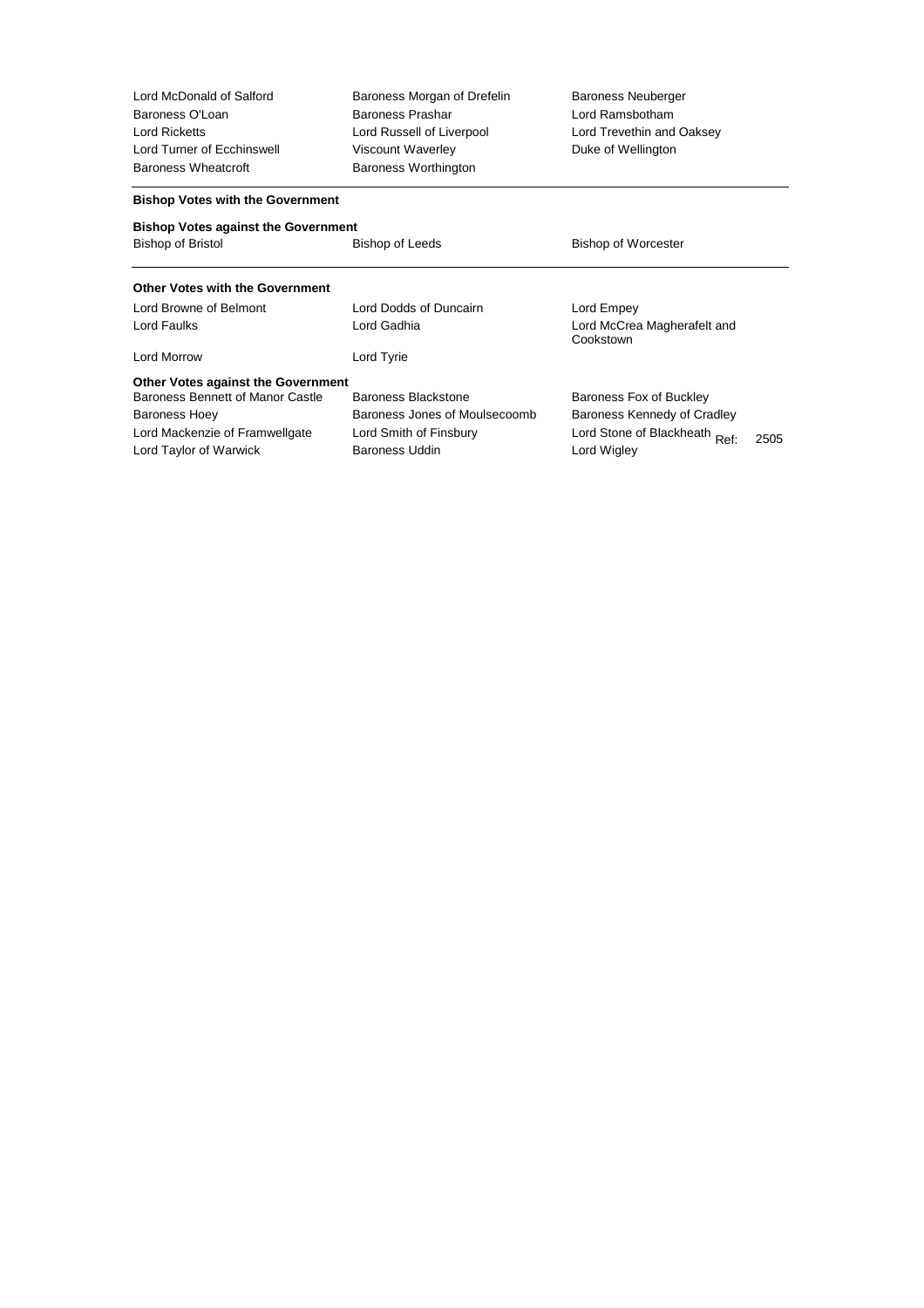| | | |
|---|---|---|
| Lord McDonald of Salford | Baroness Morgan of Drefelin | Baroness Neuberger |
| Baroness O'Loan | Baroness Prashar | Lord Ramsbotham |
| Lord Ricketts | Lord Russell of Liverpool | Lord Trevethin and Oaksey |
| Lord Turner of Ecchinswell | Viscount Waverley | Duke of Wellington |
| Baroness Wheatcroft | Baroness Worthington | |

**Bishop Votes with the Government**

**Bishop Votes against the Government**

| | | |
|---|---|---|
| Bishop of Bristol | Bishop of Leeds | Bishop of Worcester |

**Other Votes with the Government**

| | | |
|---|---|---|
| Lord Browne of Belmont | Lord Dodds of Duncairn | Lord Empey |
| Lord Faulks | Lord Gadhia | Lord McCrea Magherafelt and Cookstown |
| Lord Morrow | Lord Tyrie | |

**Other Votes against the Government**

| | | |
|---|---|---|
| Baroness Bennett of Manor Castle | Baroness Blackstone | Baroness Fox of Buckley |
| Baroness Hoey | Baroness Jones of Moulsecoomb | Baroness Kennedy of Cradley |
| Lord Mackenzie of Framwellgate | Lord Smith of Finsbury | Lord Stone of Blackheath |
| Lord Taylor of Warwick | Baroness Uddin | Lord Wigley |

Ref: 2505